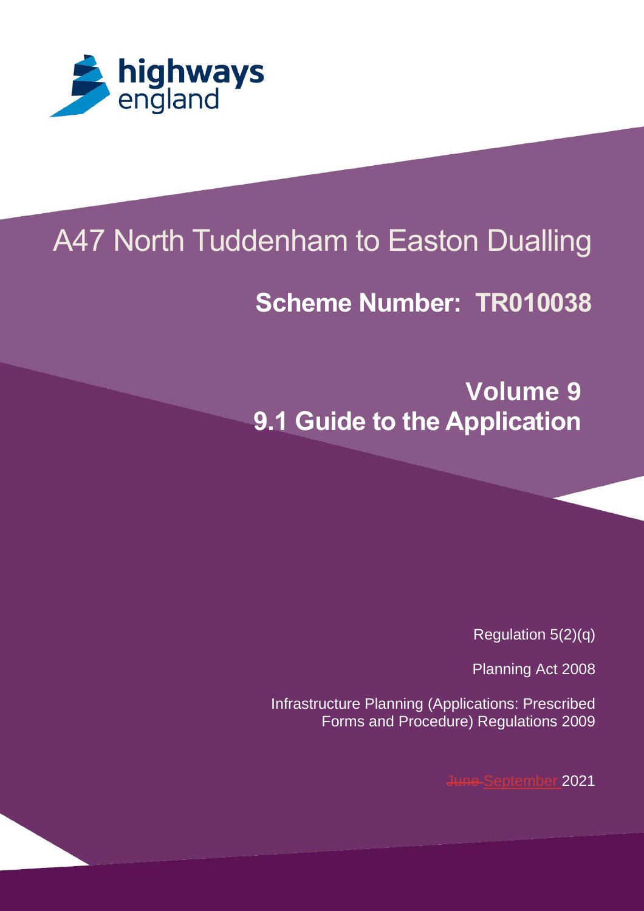highways england

# A47 North Tuddenham to Easton Dualling

## Scheme Number: TR010038

## Volume 9
## 9.1 Guide to the Application

Regulation 5(2)(q)

Planning Act 2008

Infrastructure Planning (Applications: Prescribed Forms and Procedure) Regulations 2009

~~June~~ September 2021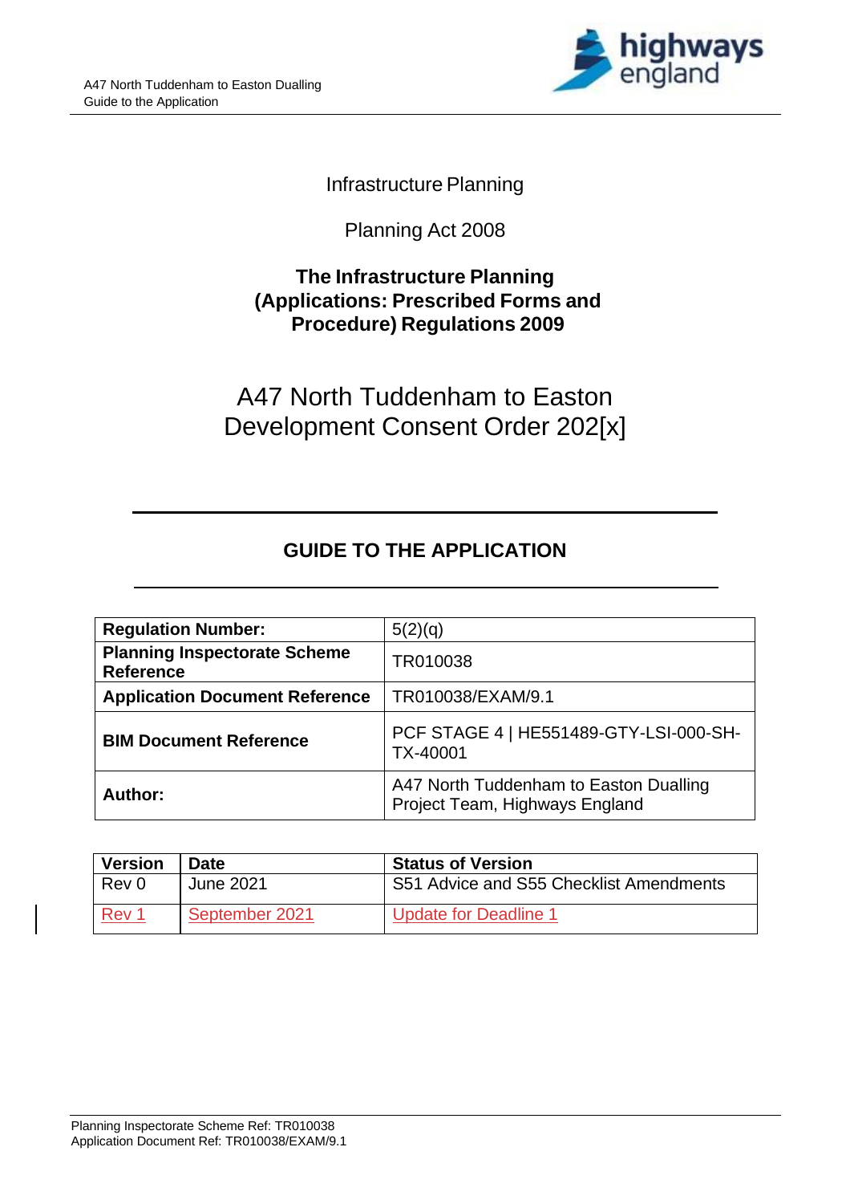Infrastructure Planning

Planning Act 2008

**The Infrastructure Planning (Applications: Prescribed Forms and Procedure) Regulations 2009**

# A47 North Tuddenham to Easton Development Consent Order 202[x]

---

## GUIDE TO THE APPLICATION

---

| **Regulation Number:** | 5(2)(q) |
|---|---|
| **Planning Inspectorate Scheme Reference** | TR010038 |
| **Application Document Reference** | TR010038/EXAM/9.1 |
| **BIM Document Reference** | PCF STAGE 4 \| HE551489-GTY-LSI-000-SH-TX-40001 |
| **Author:** | A47 North Tuddenham to Easton Dualling Project Team, Highways England |

| Version | Date | Status of Version |
|---|---|---|
| Rev 0 | June 2021 | S51 Advice and S55 Checklist Amendments |
| Rev 1 | September 2021 | Update for Deadline 1 |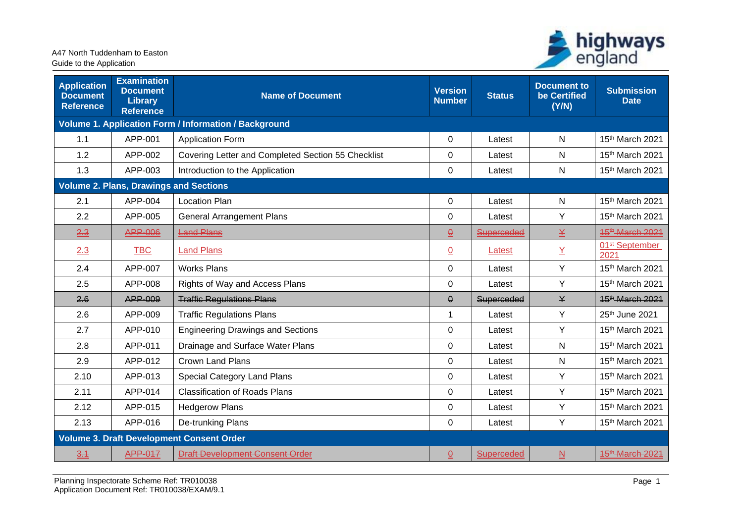| Application Document Reference | Examination Document Library Reference | Name of Document | Version Number | Status | Document to be Certified (Y/N) | Submission Date |
|---|---|---|---|---|---|---|
| **Volume 1. Application Form / Information / Background** | | | | | | |
| 1.1 | APP-001 | Application Form | 0 | Latest | N | 15th March 2021 |
| 1.2 | APP-002 | Covering Letter and Completed Section 55 Checklist | 0 | Latest | N | 15th March 2021 |
| 1.3 | APP-003 | Introduction to the Application | 0 | Latest | N | 15th March 2021 |
| **Volume 2. Plans, Drawings and Sections** | | | | | | |
| 2.1 | APP-004 | Location Plan | 0 | Latest | N | 15th March 2021 |
| 2.2 | APP-005 | General Arrangement Plans | 0 | Latest | Y | 15th March 2021 |
| ~~2.3~~ | ~~APP-006~~ | ~~Land Plans~~ | ~~0~~ | ~~Superceded~~ | ~~Y~~ | ~~15th March 2021~~ |
| 2.3 | TBC | Land Plans | 0 | Latest | Y | 01st September 2021 |
| 2.4 | APP-007 | Works Plans | 0 | Latest | Y | 15th March 2021 |
| 2.5 | APP-008 | Rights of Way and Access Plans | 0 | Latest | Y | 15th March 2021 |
| ~~2.6~~ | ~~APP-009~~ | ~~Traffic Regulations Plans~~ | ~~0~~ | Superceded | ~~Y~~ | ~~15th March 2021~~ |
| 2.6 | APP-009 | Traffic Regulations Plans | 1 | Latest | Y | 25th June 2021 |
| 2.7 | APP-010 | Engineering Drawings and Sections | 0 | Latest | Y | 15th March 2021 |
| 2.8 | APP-011 | Drainage and Surface Water Plans | 0 | Latest | N | 15th March 2021 |
| 2.9 | APP-012 | Crown Land Plans | 0 | Latest | N | 15th March 2021 |
| 2.10 | APP-013 | Special Category Land Plans | 0 | Latest | Y | 15th March 2021 |
| 2.11 | APP-014 | Classification of Roads Plans | 0 | Latest | Y | 15th March 2021 |
| 2.12 | APP-015 | Hedgerow Plans | 0 | Latest | Y | 15th March 2021 |
| 2.13 | APP-016 | De-trunking Plans | 0 | Latest | Y | 15th March 2021 |
| **Volume 3. Draft Development Consent Order** | | | | | | |
| ~~3.1~~ | ~~APP-017~~ | ~~Draft Development Consent Order~~ | ~~0~~ | ~~Superceded~~ | ~~N~~ | ~~15th March 2021~~ |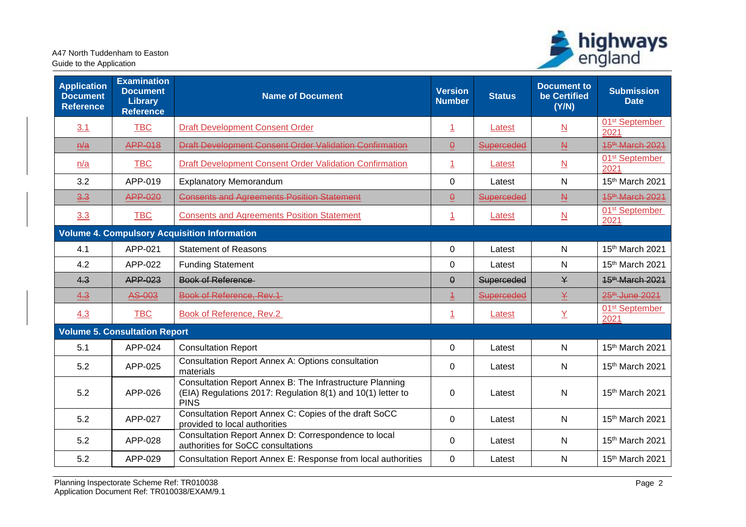| Application Document Reference | Examination Document Library Reference | Name of Document | Version Number | Status | Document to be Certified (Y/N) | Submission Date |
|---|---|---|---|---|---|---|
| 3.1 | TBC | Draft Development Consent Order | 1 | Latest | N | 01st September 2021 |
| ~~n/a~~ | ~~APP-018~~ | ~~Draft Development Consent Order Validation Confirmation~~ | ~~0~~ | ~~Superceded~~ | ~~N~~ | ~~15th March 2021~~ |
| n/a | TBC | Draft Development Consent Order Validation Confirmation | 1 | Latest | N | 01st September 2021 |
| 3.2 | APP-019 | Explanatory Memorandum | 0 | Latest | N | 15th March 2021 |
| ~~3.3~~ | ~~APP-020~~ | ~~Consents and Agreements Position Statement~~ | ~~0~~ | ~~Superceded~~ | ~~N~~ | ~~15th March 2021~~ |
| 3.3 | TBC | Consents and Agreements Position Statement | 1 | Latest | N | 01st September 2021 |
| **Volume 4. Compulsory Acquisition Information** | | | | | | |
| 4.1 | APP-021 | Statement of Reasons | 0 | Latest | N | 15th March 2021 |
| 4.2 | APP-022 | Funding Statement | 0 | Latest | N | 15th March 2021 |
| ~~4.3~~ | ~~APP-023~~ | ~~Book of Reference~~ | ~~0~~ | Superceded | ~~Y~~ | ~~15th March 2021~~ |
| ~~4.3~~ | ~~AS-003~~ | ~~Book of Reference, Rev.1~~ | ~~1~~ | ~~Superceded~~ | ~~Y~~ | ~~25th June 2021~~ |
| 4.3 | TBC | Book of Reference, Rev.2 | 1 | Latest | Y | 01st September 2021 |
| **Volume 5. Consultation Report** | | | | | | |
| 5.1 | APP-024 | Consultation Report | 0 | Latest | N | 15th March 2021 |
| 5.2 | APP-025 | Consultation Report Annex A: Options consultation materials | 0 | Latest | N | 15th March 2021 |
| 5.2 | APP-026 | Consultation Report Annex B: The Infrastructure Planning (EIA) Regulations 2017: Regulation 8(1) and 10(1) letter to PINS | 0 | Latest | N | 15th March 2021 |
| 5.2 | APP-027 | Consultation Report Annex C: Copies of the draft SoCC provided to local authorities | 0 | Latest | N | 15th March 2021 |
| 5.2 | APP-028 | Consultation Report Annex D: Correspondence to local authorities for SoCC consultations | 0 | Latest | N | 15th March 2021 |
| 5.2 | APP-029 | Consultation Report Annex E: Response from local authorities | 0 | Latest | N | 15th March 2021 |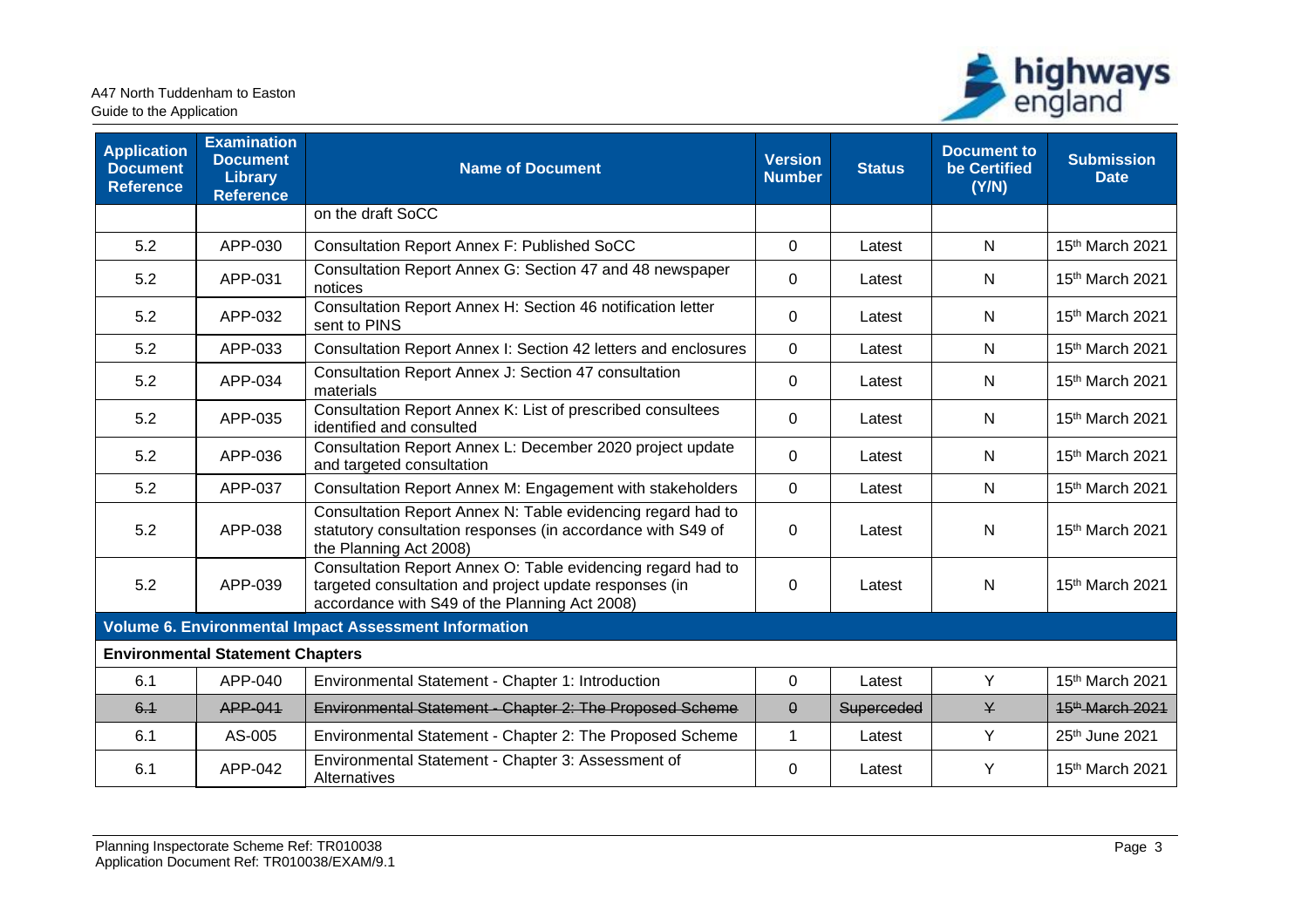| Application Document Reference | Examination Document Library Reference | Name of Document | Version Number | Status | Document to be Certified (Y/N) | Submission Date |
|---|---|---|---|---|---|---|
| | | on the draft SoCC | | | | |
| 5.2 | APP-030 | Consultation Report Annex F: Published SoCC | 0 | Latest | N | 15th March 2021 |
| 5.2 | APP-031 | Consultation Report Annex G: Section 47 and 48 newspaper notices | 0 | Latest | N | 15th March 2021 |
| 5.2 | APP-032 | Consultation Report Annex H: Section 46 notification letter sent to PINS | 0 | Latest | N | 15th March 2021 |
| 5.2 | APP-033 | Consultation Report Annex I: Section 42 letters and enclosures | 0 | Latest | N | 15th March 2021 |
| 5.2 | APP-034 | Consultation Report Annex J: Section 47 consultation materials | 0 | Latest | N | 15th March 2021 |
| 5.2 | APP-035 | Consultation Report Annex K: List of prescribed consultees identified and consulted | 0 | Latest | N | 15th March 2021 |
| 5.2 | APP-036 | Consultation Report Annex L: December 2020 project update and targeted consultation | 0 | Latest | N | 15th March 2021 |
| 5.2 | APP-037 | Consultation Report Annex M: Engagement with stakeholders | 0 | Latest | N | 15th March 2021 |
| 5.2 | APP-038 | Consultation Report Annex N: Table evidencing regard had to statutory consultation responses (in accordance with S49 of the Planning Act 2008) | 0 | Latest | N | 15th March 2021 |
| 5.2 | APP-039 | Consultation Report Annex O: Table evidencing regard had to targeted consultation and project update responses (in accordance with S49 of the Planning Act 2008) | 0 | Latest | N | 15th March 2021 |
| **Volume 6. Environmental Impact Assessment Information** | | | | | | |
| **Environmental Statement Chapters** | | | | | | |
| 6.1 | APP-040 | Environmental Statement - Chapter 1: Introduction | 0 | Latest | Y | 15th March 2021 |
| ~~6.1~~ | ~~APP-041~~ | ~~Environmental Statement - Chapter 2: The Proposed Scheme~~ | ~~0~~ | ~~Superceded~~ | ~~Y~~ | ~~15th March 2021~~ |
| 6.1 | AS-005 | Environmental Statement - Chapter 2: The Proposed Scheme | 1 | Latest | Y | 25th June 2021 |
| 6.1 | APP-042 | Environmental Statement - Chapter 3: Assessment of Alternatives | 0 | Latest | Y | 15th March 2021 |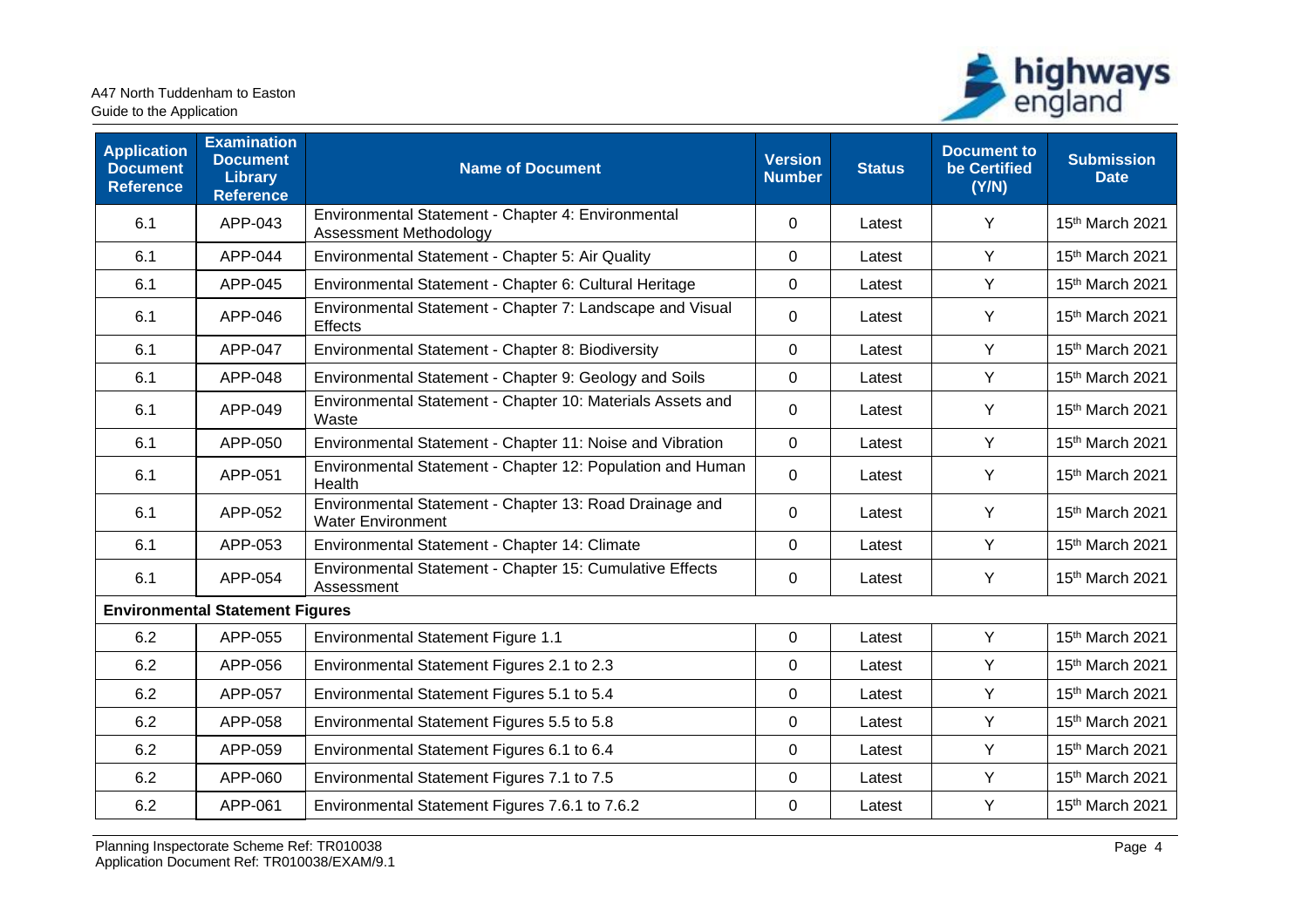| Application Document Reference | Examination Document Library Reference | Name of Document | Version Number | Status | Document to be Certified (Y/N) | Submission Date |
|---|---|---|---|---|---|---|
| 6.1 | APP-043 | Environmental Statement - Chapter 4: Environmental Assessment Methodology | 0 | Latest | Y | 15th March 2021 |
| 6.1 | APP-044 | Environmental Statement - Chapter 5: Air Quality | 0 | Latest | Y | 15th March 2021 |
| 6.1 | APP-045 | Environmental Statement - Chapter 6: Cultural Heritage | 0 | Latest | Y | 15th March 2021 |
| 6.1 | APP-046 | Environmental Statement - Chapter 7: Landscape and Visual Effects | 0 | Latest | Y | 15th March 2021 |
| 6.1 | APP-047 | Environmental Statement - Chapter 8: Biodiversity | 0 | Latest | Y | 15th March 2021 |
| 6.1 | APP-048 | Environmental Statement - Chapter 9: Geology and Soils | 0 | Latest | Y | 15th March 2021 |
| 6.1 | APP-049 | Environmental Statement - Chapter 10: Materials Assets and Waste | 0 | Latest | Y | 15th March 2021 |
| 6.1 | APP-050 | Environmental Statement - Chapter 11: Noise and Vibration | 0 | Latest | Y | 15th March 2021 |
| 6.1 | APP-051 | Environmental Statement - Chapter 12: Population and Human Health | 0 | Latest | Y | 15th March 2021 |
| 6.1 | APP-052 | Environmental Statement - Chapter 13: Road Drainage and Water Environment | 0 | Latest | Y | 15th March 2021 |
| 6.1 | APP-053 | Environmental Statement - Chapter 14: Climate | 0 | Latest | Y | 15th March 2021 |
| 6.1 | APP-054 | Environmental Statement - Chapter 15: Cumulative Effects Assessment | 0 | Latest | Y | 15th March 2021 |
| **Environmental Statement Figures** | | | | | | |
| 6.2 | APP-055 | Environmental Statement Figure 1.1 | 0 | Latest | Y | 15th March 2021 |
| 6.2 | APP-056 | Environmental Statement Figures 2.1 to 2.3 | 0 | Latest | Y | 15th March 2021 |
| 6.2 | APP-057 | Environmental Statement Figures 5.1 to 5.4 | 0 | Latest | Y | 15th March 2021 |
| 6.2 | APP-058 | Environmental Statement Figures 5.5 to 5.8 | 0 | Latest | Y | 15th March 2021 |
| 6.2 | APP-059 | Environmental Statement Figures 6.1 to 6.4 | 0 | Latest | Y | 15th March 2021 |
| 6.2 | APP-060 | Environmental Statement Figures 7.1 to 7.5 | 0 | Latest | Y | 15th March 2021 |
| 6.2 | APP-061 | Environmental Statement Figures 7.6.1 to 7.6.2 | 0 | Latest | Y | 15th March 2021 |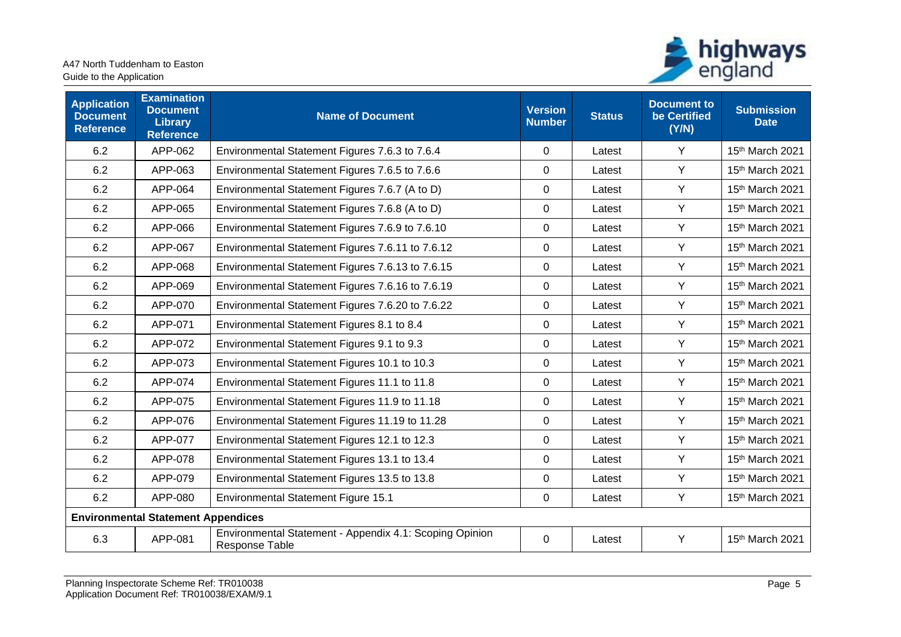| Application Document Reference | Examination Document Library Reference | Name of Document | Version Number | Status | Document to be Certified (Y/N) | Submission Date |
|---|---|---|---|---|---|---|
| 6.2 | APP-062 | Environmental Statement Figures 7.6.3 to 7.6.4 | 0 | Latest | Y | 15th March 2021 |
| 6.2 | APP-063 | Environmental Statement Figures 7.6.5 to 7.6.6 | 0 | Latest | Y | 15th March 2021 |
| 6.2 | APP-064 | Environmental Statement Figures 7.6.7 (A to D) | 0 | Latest | Y | 15th March 2021 |
| 6.2 | APP-065 | Environmental Statement Figures 7.6.8 (A to D) | 0 | Latest | Y | 15th March 2021 |
| 6.2 | APP-066 | Environmental Statement Figures 7.6.9 to 7.6.10 | 0 | Latest | Y | 15th March 2021 |
| 6.2 | APP-067 | Environmental Statement Figures 7.6.11 to 7.6.12 | 0 | Latest | Y | 15th March 2021 |
| 6.2 | APP-068 | Environmental Statement Figures 7.6.13 to 7.6.15 | 0 | Latest | Y | 15th March 2021 |
| 6.2 | APP-069 | Environmental Statement Figures 7.6.16 to 7.6.19 | 0 | Latest | Y | 15th March 2021 |
| 6.2 | APP-070 | Environmental Statement Figures 7.6.20 to 7.6.22 | 0 | Latest | Y | 15th March 2021 |
| 6.2 | APP-071 | Environmental Statement Figures 8.1 to 8.4 | 0 | Latest | Y | 15th March 2021 |
| 6.2 | APP-072 | Environmental Statement Figures 9.1 to 9.3 | 0 | Latest | Y | 15th March 2021 |
| 6.2 | APP-073 | Environmental Statement Figures 10.1 to 10.3 | 0 | Latest | Y | 15th March 2021 |
| 6.2 | APP-074 | Environmental Statement Figures 11.1 to 11.8 | 0 | Latest | Y | 15th March 2021 |
| 6.2 | APP-075 | Environmental Statement Figures 11.9 to 11.18 | 0 | Latest | Y | 15th March 2021 |
| 6.2 | APP-076 | Environmental Statement Figures 11.19 to 11.28 | 0 | Latest | Y | 15th March 2021 |
| 6.2 | APP-077 | Environmental Statement Figures 12.1 to 12.3 | 0 | Latest | Y | 15th March 2021 |
| 6.2 | APP-078 | Environmental Statement Figures 13.1 to 13.4 | 0 | Latest | Y | 15th March 2021 |
| 6.2 | APP-079 | Environmental Statement Figures 13.5 to 13.8 | 0 | Latest | Y | 15th March 2021 |
| 6.2 | APP-080 | Environmental Statement Figure 15.1 | 0 | Latest | Y | 15th March 2021 |
| **Environmental Statement Appendices** | | | | | | |
| 6.3 | APP-081 | Environmental Statement - Appendix 4.1: Scoping Opinion Response Table | 0 | Latest | Y | 15th March 2021 |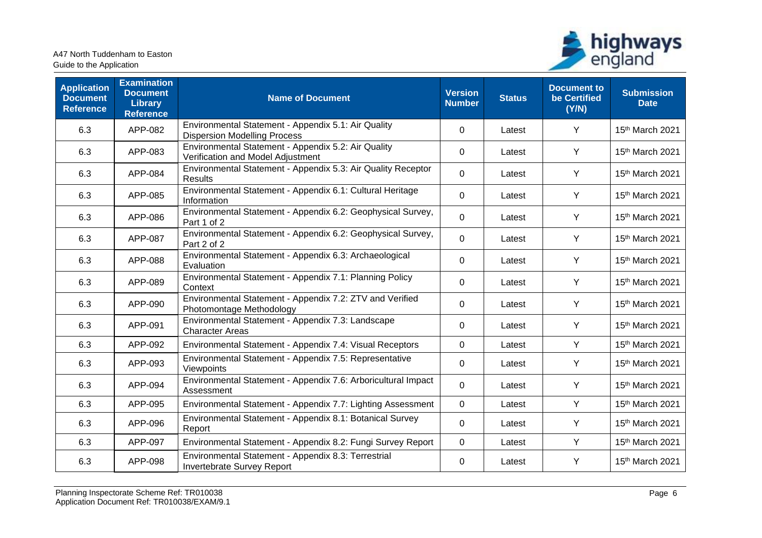| Application Document Reference | Examination Document Library Reference | Name of Document | Version Number | Status | Document to be Certified (Y/N) | Submission Date |
|---|---|---|---|---|---|---|
| 6.3 | APP-082 | Environmental Statement - Appendix 5.1: Air Quality Dispersion Modelling Process | 0 | Latest | Y | 15th March 2021 |
| 6.3 | APP-083 | Environmental Statement - Appendix 5.2: Air Quality Verification and Model Adjustment | 0 | Latest | Y | 15th March 2021 |
| 6.3 | APP-084 | Environmental Statement - Appendix 5.3: Air Quality Receptor Results | 0 | Latest | Y | 15th March 2021 |
| 6.3 | APP-085 | Environmental Statement - Appendix 6.1: Cultural Heritage Information | 0 | Latest | Y | 15th March 2021 |
| 6.3 | APP-086 | Environmental Statement - Appendix 6.2: Geophysical Survey, Part 1 of 2 | 0 | Latest | Y | 15th March 2021 |
| 6.3 | APP-087 | Environmental Statement - Appendix 6.2: Geophysical Survey, Part 2 of 2 | 0 | Latest | Y | 15th March 2021 |
| 6.3 | APP-088 | Environmental Statement - Appendix 6.3: Archaeological Evaluation | 0 | Latest | Y | 15th March 2021 |
| 6.3 | APP-089 | Environmental Statement - Appendix 7.1: Planning Policy Context | 0 | Latest | Y | 15th March 2021 |
| 6.3 | APP-090 | Environmental Statement - Appendix 7.2: ZTV and Verified Photomontage Methodology | 0 | Latest | Y | 15th March 2021 |
| 6.3 | APP-091 | Environmental Statement - Appendix 7.3: Landscape Character Areas | 0 | Latest | Y | 15th March 2021 |
| 6.3 | APP-092 | Environmental Statement - Appendix 7.4: Visual Receptors | 0 | Latest | Y | 15th March 2021 |
| 6.3 | APP-093 | Environmental Statement - Appendix 7.5: Representative Viewpoints | 0 | Latest | Y | 15th March 2021 |
| 6.3 | APP-094 | Environmental Statement - Appendix 7.6: Arboricultural Impact Assessment | 0 | Latest | Y | 15th March 2021 |
| 6.3 | APP-095 | Environmental Statement - Appendix 7.7: Lighting Assessment | 0 | Latest | Y | 15th March 2021 |
| 6.3 | APP-096 | Environmental Statement - Appendix 8.1: Botanical Survey Report | 0 | Latest | Y | 15th March 2021 |
| 6.3 | APP-097 | Environmental Statement - Appendix 8.2: Fungi Survey Report | 0 | Latest | Y | 15th March 2021 |
| 6.3 | APP-098 | Environmental Statement - Appendix 8.3: Terrestrial Invertebrate Survey Report | 0 | Latest | Y | 15th March 2021 |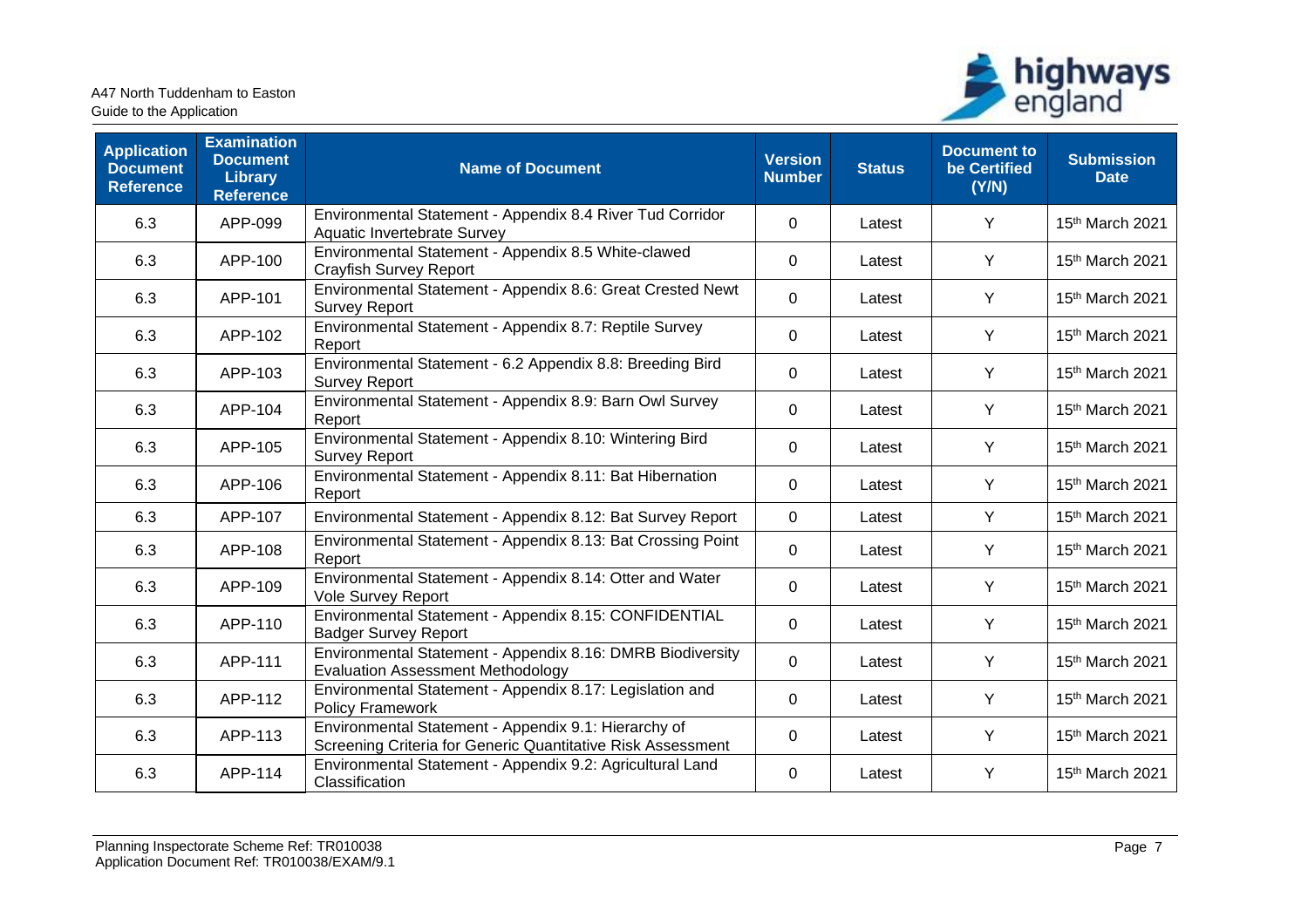| Application Document Reference | Examination Document Library Reference | Name of Document | Version Number | Status | Document to be Certified (Y/N) | Submission Date |
|---|---|---|---|---|---|---|
| 6.3 | APP-099 | Environmental Statement - Appendix 8.4 River Tud Corridor Aquatic Invertebrate Survey | 0 | Latest | Y | 15th March 2021 |
| 6.3 | APP-100 | Environmental Statement - Appendix 8.5 White-clawed Crayfish Survey Report | 0 | Latest | Y | 15th March 2021 |
| 6.3 | APP-101 | Environmental Statement - Appendix 8.6: Great Crested Newt Survey Report | 0 | Latest | Y | 15th March 2021 |
| 6.3 | APP-102 | Environmental Statement - Appendix 8.7: Reptile Survey Report | 0 | Latest | Y | 15th March 2021 |
| 6.3 | APP-103 | Environmental Statement - 6.2 Appendix 8.8: Breeding Bird Survey Report | 0 | Latest | Y | 15th March 2021 |
| 6.3 | APP-104 | Environmental Statement - Appendix 8.9: Barn Owl Survey Report | 0 | Latest | Y | 15th March 2021 |
| 6.3 | APP-105 | Environmental Statement - Appendix 8.10: Wintering Bird Survey Report | 0 | Latest | Y | 15th March 2021 |
| 6.3 | APP-106 | Environmental Statement - Appendix 8.11: Bat Hibernation Report | 0 | Latest | Y | 15th March 2021 |
| 6.3 | APP-107 | Environmental Statement - Appendix 8.12: Bat Survey Report | 0 | Latest | Y | 15th March 2021 |
| 6.3 | APP-108 | Environmental Statement - Appendix 8.13: Bat Crossing Point Report | 0 | Latest | Y | 15th March 2021 |
| 6.3 | APP-109 | Environmental Statement - Appendix 8.14: Otter and Water Vole Survey Report | 0 | Latest | Y | 15th March 2021 |
| 6.3 | APP-110 | Environmental Statement - Appendix 8.15: CONFIDENTIAL Badger Survey Report | 0 | Latest | Y | 15th March 2021 |
| 6.3 | APP-111 | Environmental Statement - Appendix 8.16: DMRB Biodiversity Evaluation Assessment Methodology | 0 | Latest | Y | 15th March 2021 |
| 6.3 | APP-112 | Environmental Statement - Appendix 8.17: Legislation and Policy Framework | 0 | Latest | Y | 15th March 2021 |
| 6.3 | APP-113 | Environmental Statement - Appendix 9.1: Hierarchy of Screening Criteria for Generic Quantitative Risk Assessment | 0 | Latest | Y | 15th March 2021 |
| 6.3 | APP-114 | Environmental Statement - Appendix 9.2: Agricultural Land Classification | 0 | Latest | Y | 15th March 2021 |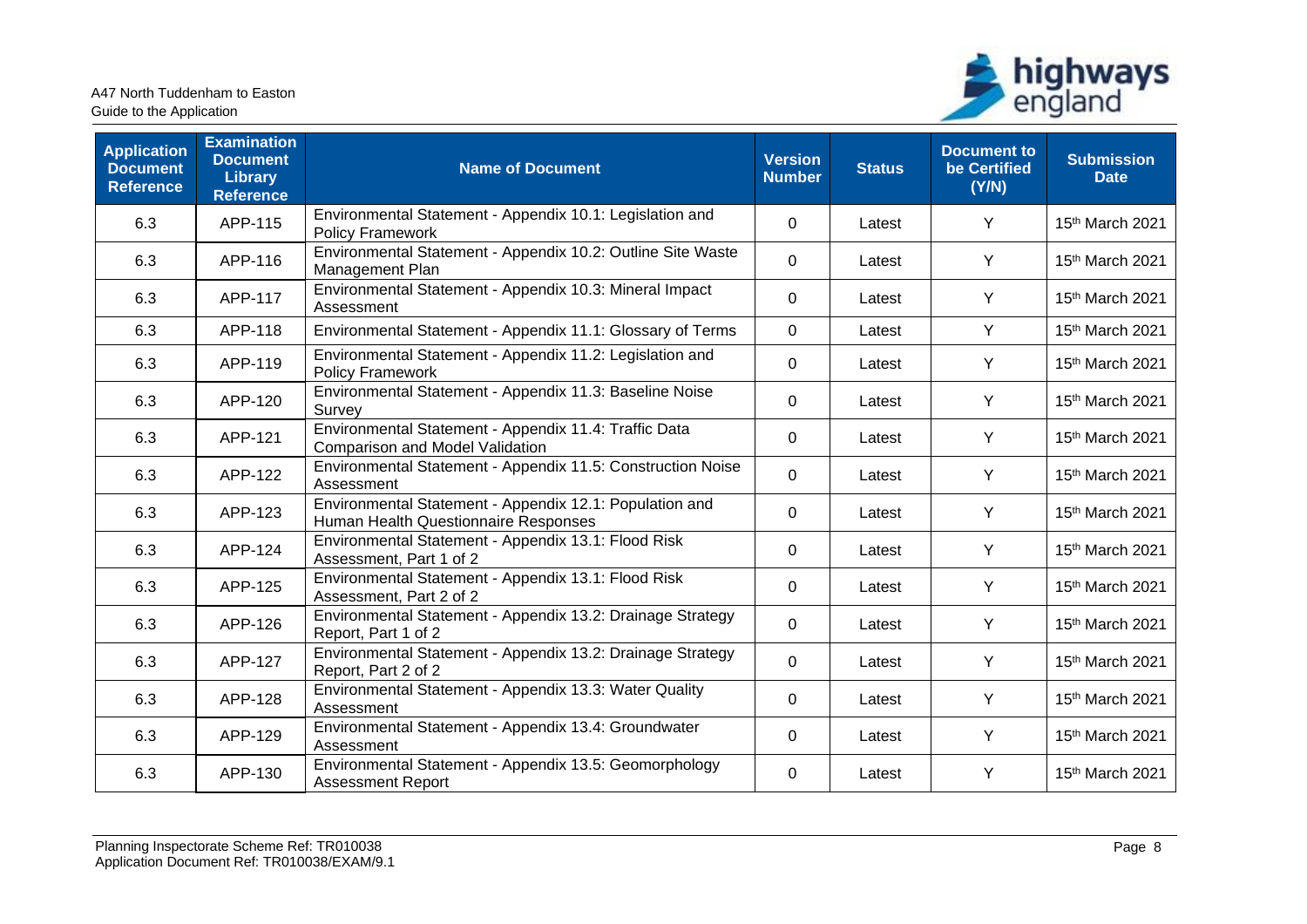| Application Document Reference | Examination Document Library Reference | Name of Document | Version Number | Status | Document to be Certified (Y/N) | Submission Date |
|---|---|---|---|---|---|---|
| 6.3 | APP-115 | Environmental Statement - Appendix 10.1: Legislation and Policy Framework | 0 | Latest | Y | 15th March 2021 |
| 6.3 | APP-116 | Environmental Statement - Appendix 10.2: Outline Site Waste Management Plan | 0 | Latest | Y | 15th March 2021 |
| 6.3 | APP-117 | Environmental Statement - Appendix 10.3: Mineral Impact Assessment | 0 | Latest | Y | 15th March 2021 |
| 6.3 | APP-118 | Environmental Statement - Appendix 11.1: Glossary of Terms | 0 | Latest | Y | 15th March 2021 |
| 6.3 | APP-119 | Environmental Statement - Appendix 11.2: Legislation and Policy Framework | 0 | Latest | Y | 15th March 2021 |
| 6.3 | APP-120 | Environmental Statement - Appendix 11.3: Baseline Noise Survey | 0 | Latest | Y | 15th March 2021 |
| 6.3 | APP-121 | Environmental Statement - Appendix 11.4: Traffic Data Comparison and Model Validation | 0 | Latest | Y | 15th March 2021 |
| 6.3 | APP-122 | Environmental Statement - Appendix 11.5: Construction Noise Assessment | 0 | Latest | Y | 15th March 2021 |
| 6.3 | APP-123 | Environmental Statement - Appendix 12.1: Population and Human Health Questionnaire Responses | 0 | Latest | Y | 15th March 2021 |
| 6.3 | APP-124 | Environmental Statement - Appendix 13.1: Flood Risk Assessment, Part 1 of 2 | 0 | Latest | Y | 15th March 2021 |
| 6.3 | APP-125 | Environmental Statement - Appendix 13.1: Flood Risk Assessment, Part 2 of 2 | 0 | Latest | Y | 15th March 2021 |
| 6.3 | APP-126 | Environmental Statement - Appendix 13.2: Drainage Strategy Report, Part 1 of 2 | 0 | Latest | Y | 15th March 2021 |
| 6.3 | APP-127 | Environmental Statement - Appendix 13.2: Drainage Strategy Report, Part 2 of 2 | 0 | Latest | Y | 15th March 2021 |
| 6.3 | APP-128 | Environmental Statement - Appendix 13.3: Water Quality Assessment | 0 | Latest | Y | 15th March 2021 |
| 6.3 | APP-129 | Environmental Statement - Appendix 13.4: Groundwater Assessment | 0 | Latest | Y | 15th March 2021 |
| 6.3 | APP-130 | Environmental Statement - Appendix 13.5: Geomorphology Assessment Report | 0 | Latest | Y | 15th March 2021 |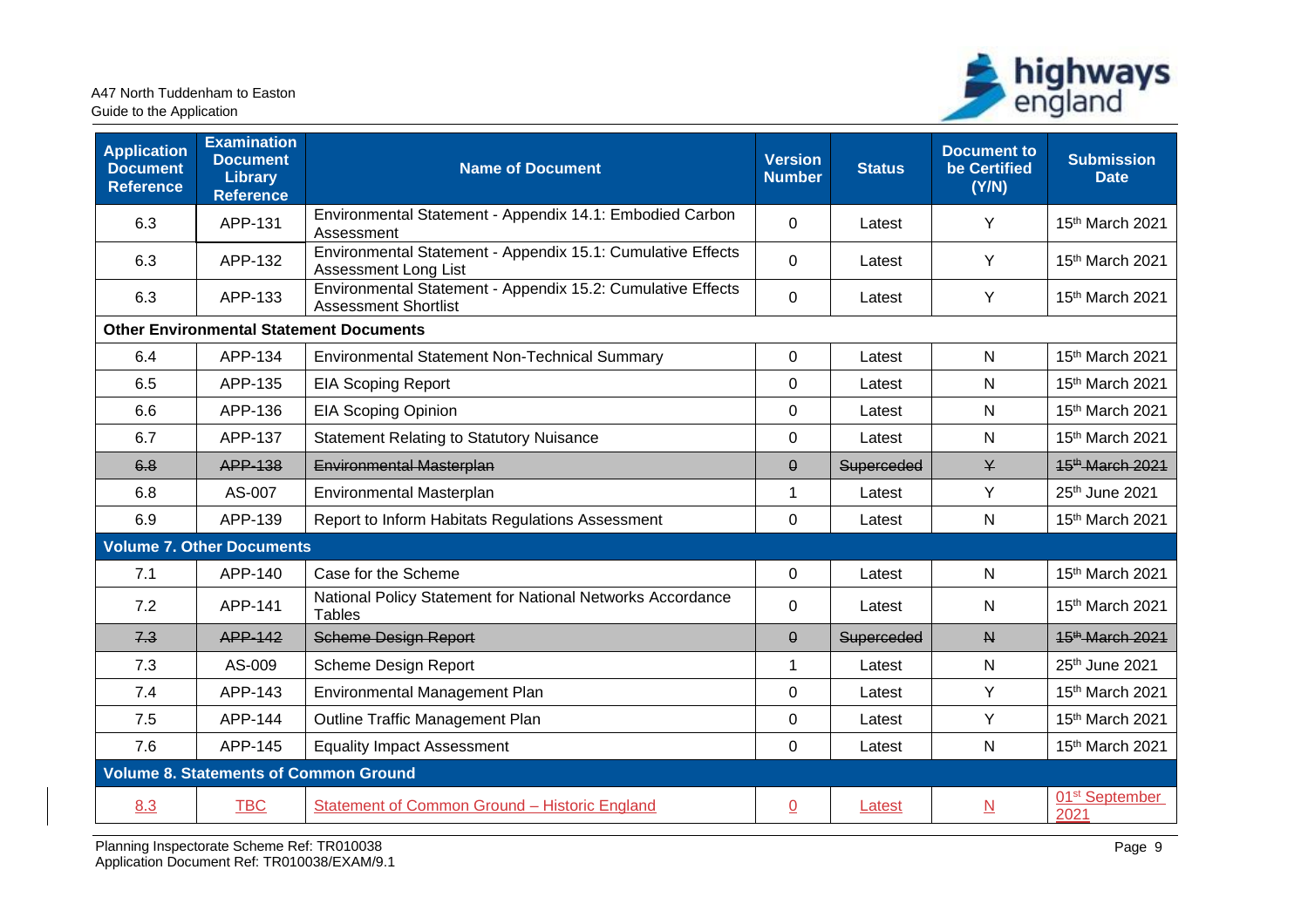| Application Document Reference | Examination Document Library Reference | Name of Document | Version Number | Status | Document to be Certified (Y/N) | Submission Date |
|---|---|---|---|---|---|---|
| 6.3 | APP-131 | Environmental Statement - Appendix 14.1: Embodied Carbon Assessment | 0 | Latest | Y | 15th March 2021 |
| 6.3 | APP-132 | Environmental Statement - Appendix 15.1: Cumulative Effects Assessment Long List | 0 | Latest | Y | 15th March 2021 |
| 6.3 | APP-133 | Environmental Statement - Appendix 15.2: Cumulative Effects Assessment Shortlist | 0 | Latest | Y | 15th March 2021 |
| **Other Environmental Statement Documents** | | | | | | |
| 6.4 | APP-134 | Environmental Statement Non-Technical Summary | 0 | Latest | N | 15th March 2021 |
| 6.5 | APP-135 | EIA Scoping Report | 0 | Latest | N | 15th March 2021 |
| 6.6 | APP-136 | EIA Scoping Opinion | 0 | Latest | N | 15th March 2021 |
| 6.7 | APP-137 | Statement Relating to Statutory Nuisance | 0 | Latest | N | 15th March 2021 |
| ~~6.8~~ | ~~APP-138~~ | ~~Environmental Masterplan~~ | ~~0~~ | ~~Superceded~~ | ~~Y~~ | ~~15th March 2021~~ |
| 6.8 | AS-007 | Environmental Masterplan | 1 | Latest | Y | 25th June 2021 |
| 6.9 | APP-139 | Report to Inform Habitats Regulations Assessment | 0 | Latest | N | 15th March 2021 |
| **Volume 7. Other Documents** | | | | | | |
| 7.1 | APP-140 | Case for the Scheme | 0 | Latest | N | 15th March 2021 |
| 7.2 | APP-141 | National Policy Statement for National Networks Accordance Tables | 0 | Latest | N | 15th March 2021 |
| ~~7.3~~ | ~~APP-142~~ | ~~Scheme Design Report~~ | ~~0~~ | ~~Superceded~~ | ~~N~~ | ~~15th March 2021~~ |
| 7.3 | AS-009 | Scheme Design Report | 1 | Latest | N | 25th June 2021 |
| 7.4 | APP-143 | Environmental Management Plan | 0 | Latest | Y | 15th March 2021 |
| 7.5 | APP-144 | Outline Traffic Management Plan | 0 | Latest | Y | 15th March 2021 |
| 7.6 | APP-145 | Equality Impact Assessment | 0 | Latest | N | 15th March 2021 |
| **Volume 8. Statements of Common Ground** | | | | | | |
| 8.3 | TBC | Statement of Common Ground – Historic England | 0 | Latest | N | 01st September 2021 |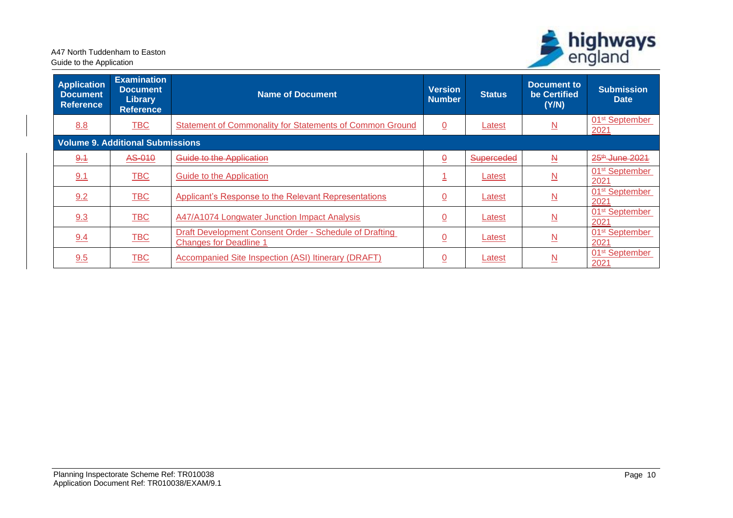| Application Document Reference | Examination Document Library Reference | Name of Document | Version Number | Status | Document to be Certified (Y/N) | Submission Date |
|---|---|---|---|---|---|---|
| 8.8 | TBC | Statement of Commonality for Statements of Common Ground | 0 | Latest | N | 01st September 2021 |
| **Volume 9. Additional Submissions** | | | | | | |
| ~~9.1~~ | ~~AS-010~~ | ~~Guide to the Application~~ | ~~0~~ | ~~Superceded~~ | ~~N~~ | ~~25th June 2021~~ |
| 9.1 | TBC | Guide to the Application | 1 | Latest | N | 01st September 2021 |
| 9.2 | TBC | Applicant's Response to the Relevant Representations | 0 | Latest | N | 01st September 2021 |
| 9.3 | TBC | A47/A1074 Longwater Junction Impact Analysis | 0 | Latest | N | 01st September 2021 |
| 9.4 | TBC | Draft Development Consent Order - Schedule of Drafting Changes for Deadline 1 | 0 | Latest | N | 01st September 2021 |
| 9.5 | TBC | Accompanied Site Inspection (ASI) Itinerary (DRAFT) | 0 | Latest | N | 01st September 2021 |